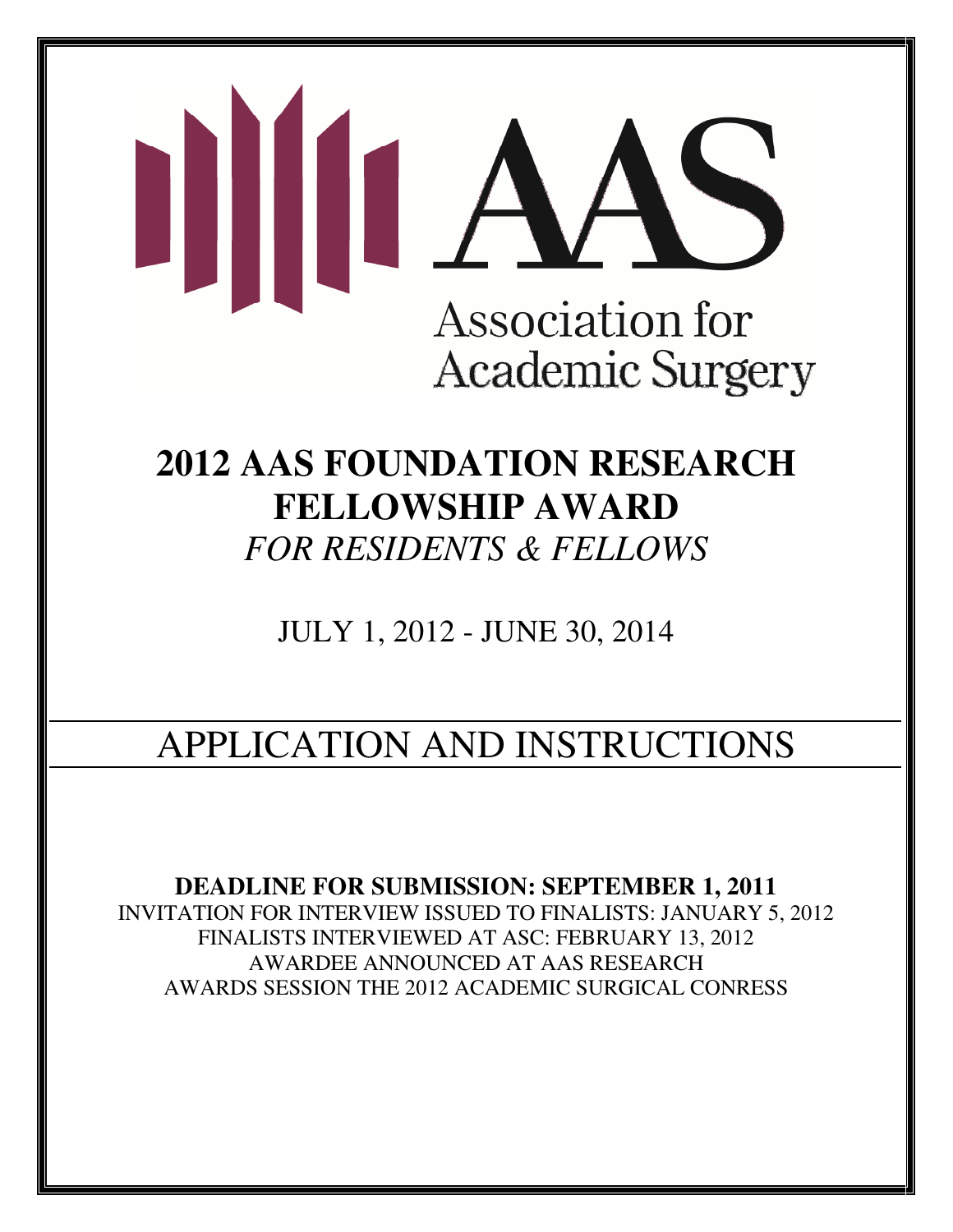AAS

Association for Academic Surgery

# 2012 AAS FOUNDATION RESEARCH FELLOWSHIP AWARD

*FOR RESIDENTS & FELLOWS*

JULY 1, 2012 - JUNE 30, 2014

---

# APPLICATION AND INSTRUCTIONS

---

**DEADLINE FOR SUBMISSION: SEPTEMBER 1, 2011**

INVITATION FOR INTERVIEW ISSUED TO FINALISTS: JANUARY 5, 2012

FINALISTS INTERVIEWED AT ASC: FEBRUARY 13, 2012

AWARDEE ANNOUNCED AT AAS RESEARCH AWARDS SESSION THE 2012 ACADEMIC SURGICAL CONRESS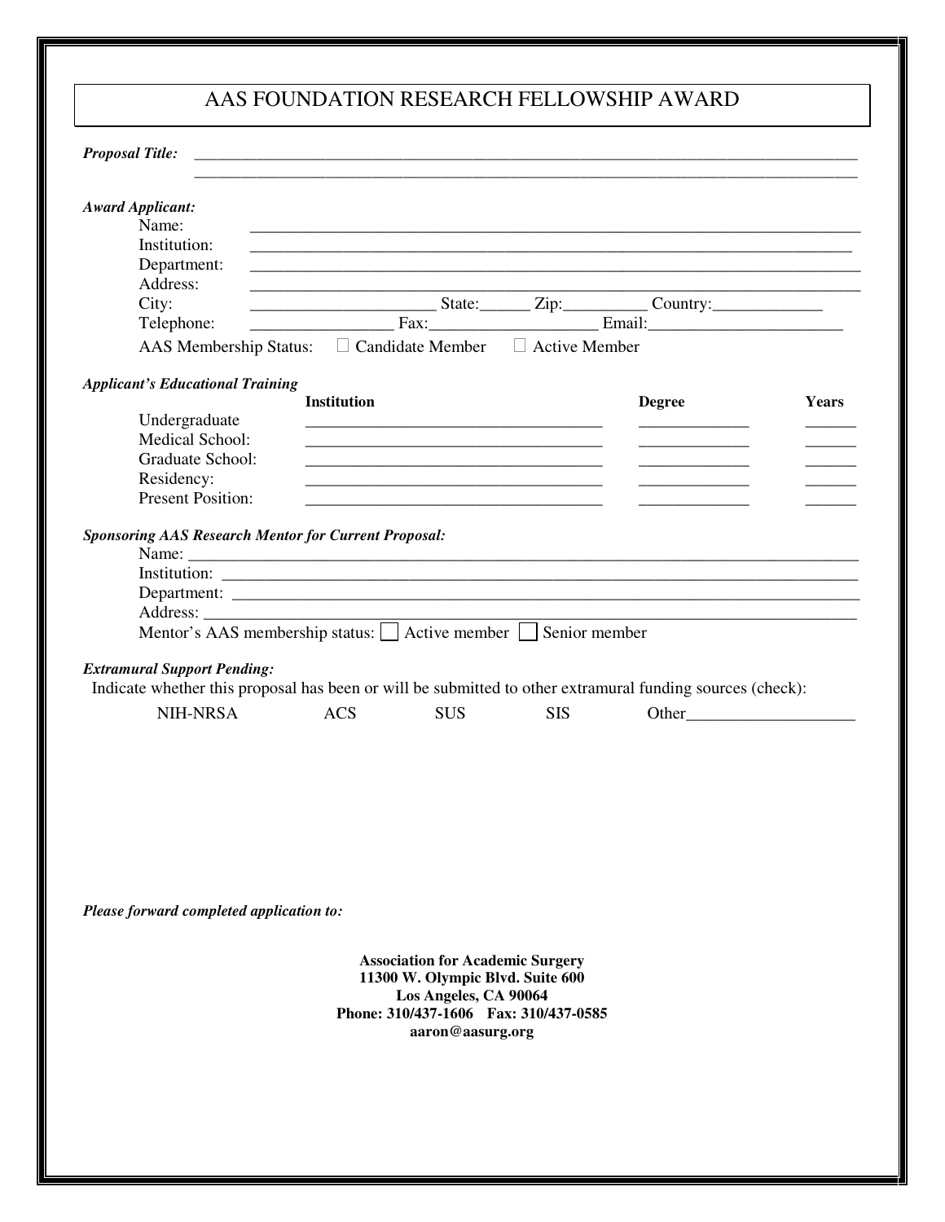# AAS FOUNDATION RESEARCH FELLOWSHIP AWARD

***Proposal Title:*** ________________________________________________________________________________
________________________________________________________________________________

***Award Applicant:***

Name: ________________________________________________________________________________

Institution: ________________________________________________________________________________

Department: ________________________________________________________________________________

Address: ________________________________________________________________________________

City: ______________________ State:______ Zip:__________ Country:_____________

Telephone: _________________ Fax:____________________ Email:_______________________

AAS Membership Status: ☐ Candidate Member ☐ Active Member

***Applicant's Educational Training***

| | **Institution** | **Degree** | **Years** |
|---|---|---|---|
| Undergraduate | ___________________________________ | _____________ | ______ |
| Medical School: | ___________________________________ | _____________ | ______ |
| Graduate School: | ___________________________________ | _____________ | ______ |
| Residency: | ___________________________________ | _____________ | ______ |
| Present Position: | ___________________________________ | _____________ | ______ |

***Sponsoring AAS Research Mentor for Current Proposal:***

Name: ________________________________________________________________________________

Institution: ________________________________________________________________________________

Department: ________________________________________________________________________________

Address: ________________________________________________________________________________

Mentor's AAS membership status: ☐ Active member ☐ Senior member

***Extramural Support Pending:***

Indicate whether this proposal has been or will be submitted to other extramural funding sources (check):

NIH-NRSA ACS SUS SIS Other____________________

***Please forward completed application to:***

**Association for Academic Surgery**
**11300 W. Olympic Blvd. Suite 600**
**Los Angeles, CA 90064**
**Phone: 310/437-1606 Fax: 310/437-0585**
**aaron@aasurg.org**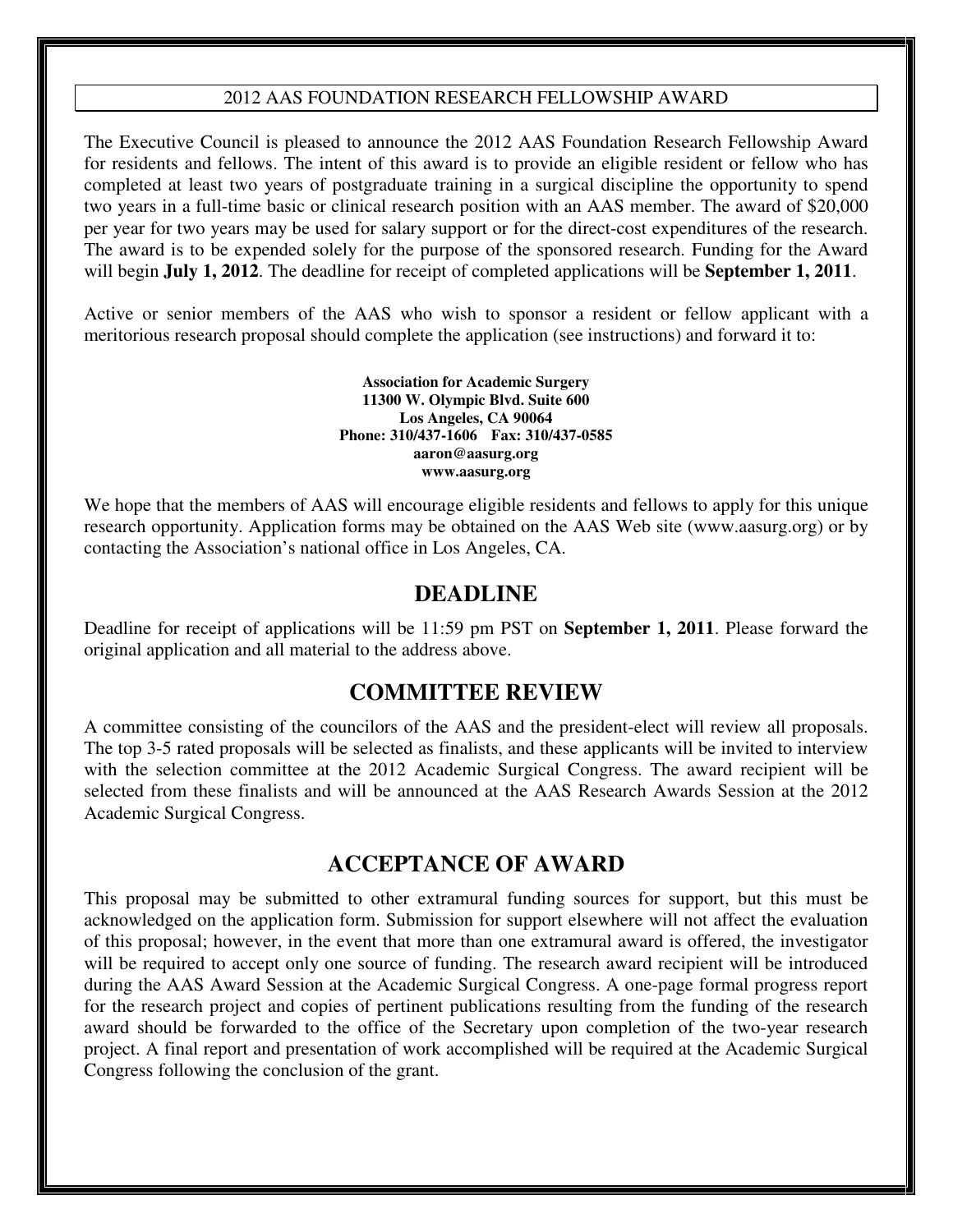# 2012 AAS FOUNDATION RESEARCH FELLOWSHIP AWARD

The Executive Council is pleased to announce the 2012 AAS Foundation Research Fellowship Award for residents and fellows. The intent of this award is to provide an eligible resident or fellow who has completed at least two years of postgraduate training in a surgical discipline the opportunity to spend two years in a full-time basic or clinical research position with an AAS member. The award of $20,000 per year for two years may be used for salary support or for the direct-cost expenditures of the research. The award is to be expended solely for the purpose of the sponsored research. Funding for the Award will begin **July 1, 2012**. The deadline for receipt of completed applications will be **September 1, 2011**.

Active or senior members of the AAS who wish to sponsor a resident or fellow applicant with a meritorious research proposal should complete the application (see instructions) and forward it to:

**Association for Academic Surgery**
**11300 W. Olympic Blvd. Suite 600**
**Los Angeles, CA 90064**
**Phone: 310/437-1606 Fax: 310/437-0585**
**aaron@aasurg.org**
**www.aasurg.org**

We hope that the members of AAS will encourage eligible residents and fellows to apply for this unique research opportunity. Application forms may be obtained on the AAS Web site (www.aasurg.org) or by contacting the Association's national office in Los Angeles, CA.

## DEADLINE

Deadline for receipt of applications will be 11:59 pm PST on **September 1, 2011**. Please forward the original application and all material to the address above.

## COMMITTEE REVIEW

A committee consisting of the councilors of the AAS and the president-elect will review all proposals. The top 3-5 rated proposals will be selected as finalists, and these applicants will be invited to interview with the selection committee at the 2012 Academic Surgical Congress. The award recipient will be selected from these finalists and will be announced at the AAS Research Awards Session at the 2012 Academic Surgical Congress.

## ACCEPTANCE OF AWARD

This proposal may be submitted to other extramural funding sources for support, but this must be acknowledged on the application form. Submission for support elsewhere will not affect the evaluation of this proposal; however, in the event that more than one extramural award is offered, the investigator will be required to accept only one source of funding. The research award recipient will be introduced during the AAS Award Session at the Academic Surgical Congress. A one-page formal progress report for the research project and copies of pertinent publications resulting from the funding of the research award should be forwarded to the office of the Secretary upon completion of the two-year research project. A final report and presentation of work accomplished will be required at the Academic Surgical Congress following the conclusion of the grant.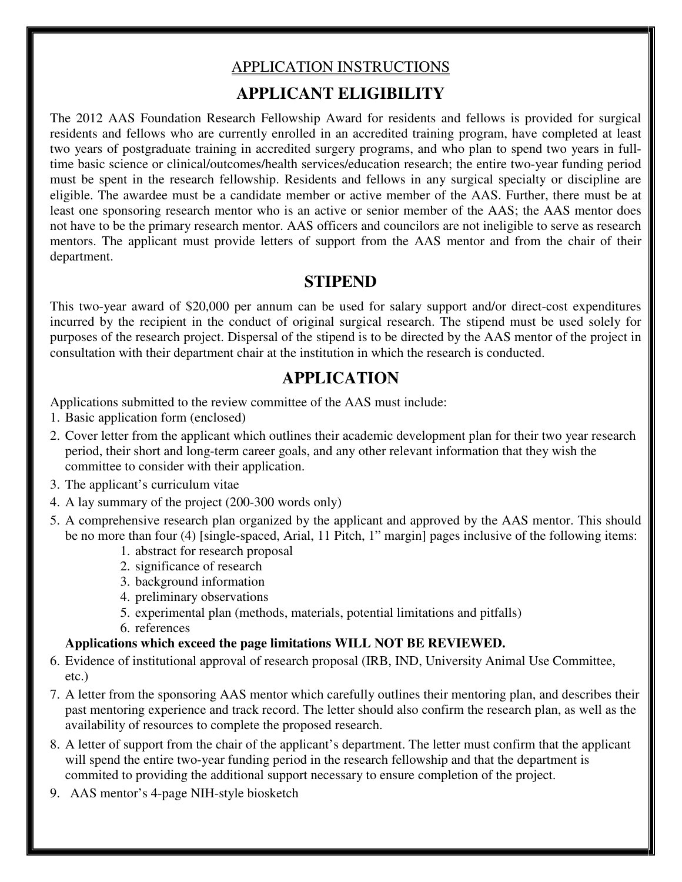APPLICATION INSTRUCTIONS

# APPLICANT ELIGIBILITY

The 2012 AAS Foundation Research Fellowship Award for residents and fellows is provided for surgical residents and fellows who are currently enrolled in an accredited training program, have completed at least two years of postgraduate training in accredited surgery programs, and who plan to spend two years in full-time basic science or clinical/outcomes/health services/education research; the entire two-year funding period must be spent in the research fellowship. Residents and fellows in any surgical specialty or discipline are eligible. The awardee must be a candidate member or active member of the AAS. Further, there must be at least one sponsoring research mentor who is an active or senior member of the AAS; the AAS mentor does not have to be the primary research mentor. AAS officers and councilors are not ineligible to serve as research mentors. The applicant must provide letters of support from the AAS mentor and from the chair of their department.

# STIPEND

This two-year award of $20,000 per annum can be used for salary support and/or direct-cost expenditures incurred by the recipient in the conduct of original surgical research. The stipend must be used solely for purposes of the research project. Dispersal of the stipend is to be directed by the AAS mentor of the project in consultation with their department chair at the institution in which the research is conducted.

# APPLICATION

Applications submitted to the review committee of the AAS must include:

1. Basic application form (enclosed)
2. Cover letter from the applicant which outlines their academic development plan for their two year research period, their short and long-term career goals, and any other relevant information that they wish the committee to consider with their application.
3. The applicant's curriculum vitae
4. A lay summary of the project (200-300 words only)
5. A comprehensive research plan organized by the applicant and approved by the AAS mentor. This should be no more than four (4) [single-spaced, Arial, 11 Pitch, 1" margin] pages inclusive of the following items:
    1. abstract for research proposal
    2. significance of research
    3. background information
    4. preliminary observations
    5. experimental plan (methods, materials, potential limitations and pitfalls)
    6. references

   **Applications which exceed the page limitations WILL NOT BE REVIEWED.**
6. Evidence of institutional approval of research proposal (IRB, IND, University Animal Use Committee, etc.)
7. A letter from the sponsoring AAS mentor which carefully outlines their mentoring plan, and describes their past mentoring experience and track record. The letter should also confirm the research plan, as well as the availability of resources to complete the proposed research.
8. A letter of support from the chair of the applicant's department. The letter must confirm that the applicant will spend the entire two-year funding period in the research fellowship and that the department is commited to providing the additional support necessary to ensure completion of the project.
9. AAS mentor's 4-page NIH-style biosketch